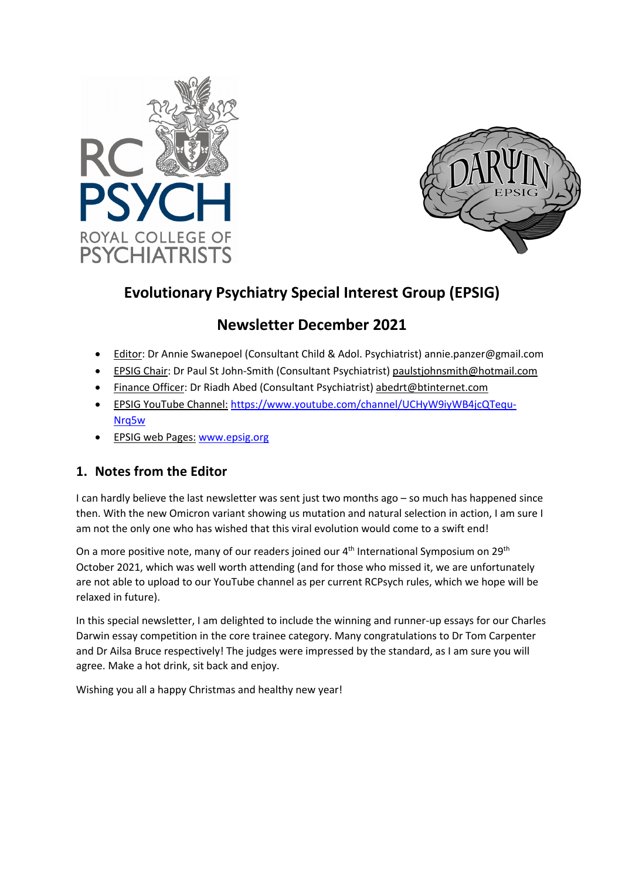# Evolutionary Psychiatry Special Interest Group (EPSIG)

## Newsletter December 2021

- Editor: Dr Annie Swanepoel (Consultant Child & Adol. Psychiatrist) annie.panzer@gmail.com
- EPSIG Chair: Dr Paul St John-Smith (Consultant Psychiatrist) paulstjohnsmith@hotmail.com
- Finance Officer: Dr Riadh Abed (Consultant Psychiatrist) abedrt@btinternet.com
- EPSIG YouTube Channel: https://www.youtube.com/channel/UCHyW9iyWB4jcQTequ-Nrq5w
- EPSIG web Pages: www.epsig.org

## 1. Notes from the Editor

I can hardly believe the last newsletter was sent just two months ago – so much has happened since then. With the new Omicron variant showing us mutation and natural selection in action, I am sure I am not the only one who has wished that this viral evolution would come to a swift end!

On a more positive note, many of our readers joined our 4th International Symposium on 29th October 2021, which was well worth attending (and for those who missed it, we are unfortunately are not able to upload to our YouTube channel as per current RCPsych rules, which we hope will be relaxed in future).

In this special newsletter, I am delighted to include the winning and runner-up essays for our Charles Darwin essay competition in the core trainee category. Many congratulations to Dr Tom Carpenter and Dr Ailsa Bruce respectively! The judges were impressed by the standard, as I am sure you will agree. Make a hot drink, sit back and enjoy.

Wishing you all a happy Christmas and healthy new year!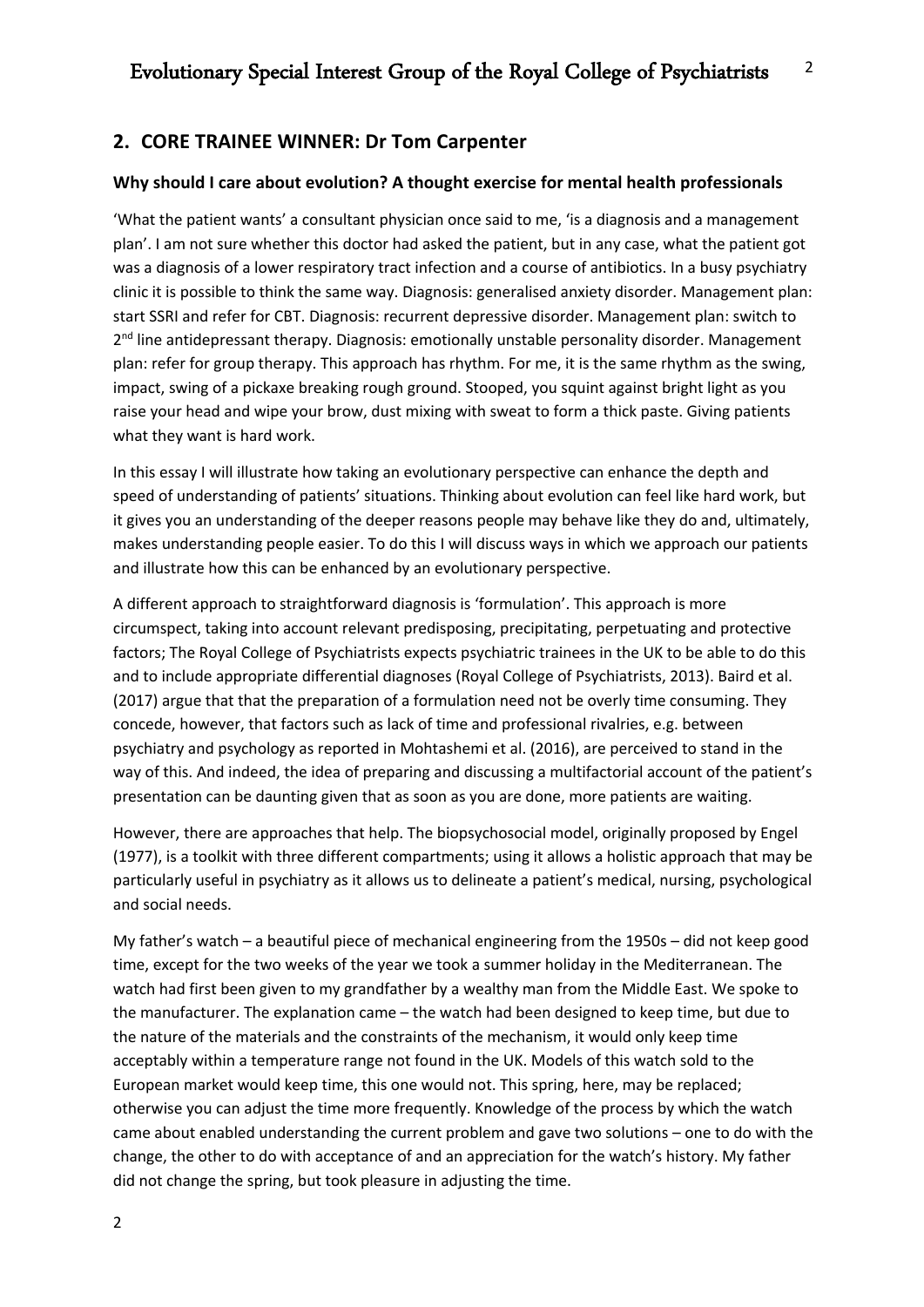## 2. CORE TRAINEE WINNER: Dr Tom Carpenter

### Why should I care about evolution? A thought exercise for mental health professionals

'What the patient wants' a consultant physician once said to me, 'is a diagnosis and a management plan'. I am not sure whether this doctor had asked the patient, but in any case, what the patient got was a diagnosis of a lower respiratory tract infection and a course of antibiotics. In a busy psychiatry clinic it is possible to think the same way. Diagnosis: generalised anxiety disorder. Management plan: start SSRI and refer for CBT. Diagnosis: recurrent depressive disorder. Management plan: switch to 2nd line antidepressant therapy. Diagnosis: emotionally unstable personality disorder. Management plan: refer for group therapy. This approach has rhythm. For me, it is the same rhythm as the swing, impact, swing of a pickaxe breaking rough ground. Stooped, you squint against bright light as you raise your head and wipe your brow, dust mixing with sweat to form a thick paste. Giving patients what they want is hard work.

In this essay I will illustrate how taking an evolutionary perspective can enhance the depth and speed of understanding of patients' situations. Thinking about evolution can feel like hard work, but it gives you an understanding of the deeper reasons people may behave like they do and, ultimately, makes understanding people easier. To do this I will discuss ways in which we approach our patients and illustrate how this can be enhanced by an evolutionary perspective.

A different approach to straightforward diagnosis is 'formulation'. This approach is more circumspect, taking into account relevant predisposing, precipitating, perpetuating and protective factors; The Royal College of Psychiatrists expects psychiatric trainees in the UK to be able to do this and to include appropriate differential diagnoses (Royal College of Psychiatrists, 2013). Baird et al. (2017) argue that that the preparation of a formulation need not be overly time consuming. They concede, however, that factors such as lack of time and professional rivalries, e.g. between psychiatry and psychology as reported in Mohtashemi et al. (2016), are perceived to stand in the way of this. And indeed, the idea of preparing and discussing a multifactorial account of the patient's presentation can be daunting given that as soon as you are done, more patients are waiting.

However, there are approaches that help. The biopsychosocial model, originally proposed by Engel (1977), is a toolkit with three different compartments; using it allows a holistic approach that may be particularly useful in psychiatry as it allows us to delineate a patient's medical, nursing, psychological and social needs.

My father's watch – a beautiful piece of mechanical engineering from the 1950s – did not keep good time, except for the two weeks of the year we took a summer holiday in the Mediterranean. The watch had first been given to my grandfather by a wealthy man from the Middle East. We spoke to the manufacturer. The explanation came – the watch had been designed to keep time, but due to the nature of the materials and the constraints of the mechanism, it would only keep time acceptably within a temperature range not found in the UK. Models of this watch sold to the European market would keep time, this one would not. This spring, here, may be replaced; otherwise you can adjust the time more frequently. Knowledge of the process by which the watch came about enabled understanding the current problem and gave two solutions – one to do with the change, the other to do with acceptance of and an appreciation for the watch's history. My father did not change the spring, but took pleasure in adjusting the time.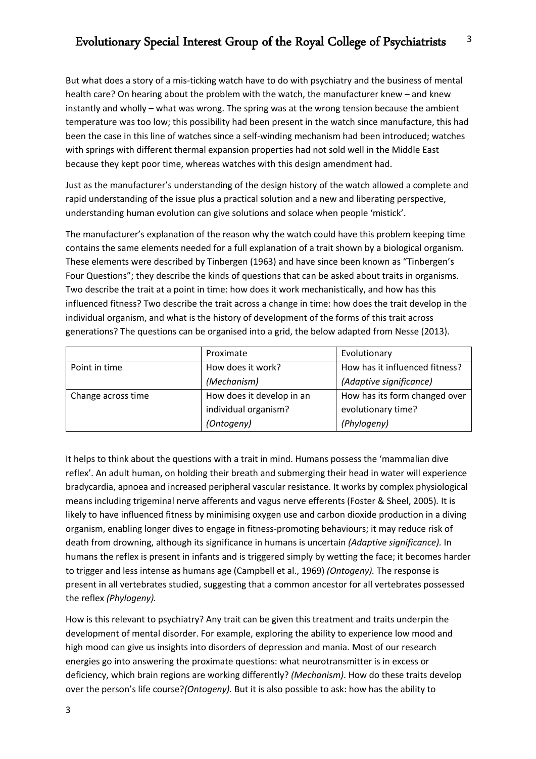But what does a story of a mis-ticking watch have to do with psychiatry and the business of mental health care? On hearing about the problem with the watch, the manufacturer knew – and knew instantly and wholly – what was wrong. The spring was at the wrong tension because the ambient temperature was too low; this possibility had been present in the watch since manufacture, this had been the case in this line of watches since a self-winding mechanism had been introduced; watches with springs with different thermal expansion properties had not sold well in the Middle East because they kept poor time, whereas watches with this design amendment had.

Just as the manufacturer's understanding of the design history of the watch allowed a complete and rapid understanding of the issue plus a practical solution and a new and liberating perspective, understanding human evolution can give solutions and solace when people 'mistick'.

The manufacturer's explanation of the reason why the watch could have this problem keeping time contains the same elements needed for a full explanation of a trait shown by a biological organism. These elements were described by Tinbergen (1963) and have since been known as "Tinbergen's Four Questions"; they describe the kinds of questions that can be asked about traits in organisms. Two describe the trait at a point in time: how does it work mechanistically, and how has this influenced fitness? Two describe the trait across a change in time: how does the trait develop in the individual organism, and what is the history of development of the forms of this trait across generations? The questions can be organised into a grid, the below adapted from Nesse (2013).

| | Proximate | Evolutionary |
|---|---|---|
| Point in time | How does it work? *(Mechanism)* | How has it influenced fitness? *(Adaptive significance)* |
| Change across time | How does it develop in an individual organism? *(Ontogeny)* | How has its form changed over evolutionary time? *(Phylogeny)* |

It helps to think about the questions with a trait in mind. Humans possess the 'mammalian dive reflex'. An adult human, on holding their breath and submerging their head in water will experience bradycardia, apnoea and increased peripheral vascular resistance. It works by complex physiological means including trigeminal nerve afferents and vagus nerve efferents (Foster & Sheel, 2005)*.* It is likely to have influenced fitness by minimising oxygen use and carbon dioxide production in a diving organism, enabling longer dives to engage in fitness-promoting behaviours; it may reduce risk of death from drowning, although its significance in humans is uncertain *(Adaptive significance).* In humans the reflex is present in infants and is triggered simply by wetting the face; it becomes harder to trigger and less intense as humans age (Campbell et al., 1969) *(Ontogeny).* The response is present in all vertebrates studied, suggesting that a common ancestor for all vertebrates possessed the reflex *(Phylogeny).*

How is this relevant to psychiatry? Any trait can be given this treatment and traits underpin the development of mental disorder. For example, exploring the ability to experience low mood and high mood can give us insights into disorders of depression and mania. Most of our research energies go into answering the proximate questions: what neurotransmitter is in excess or deficiency, which brain regions are working differently? *(Mechanism)*. How do these traits develop over the person's life course?*(Ontogeny).* But it is also possible to ask: how has the ability to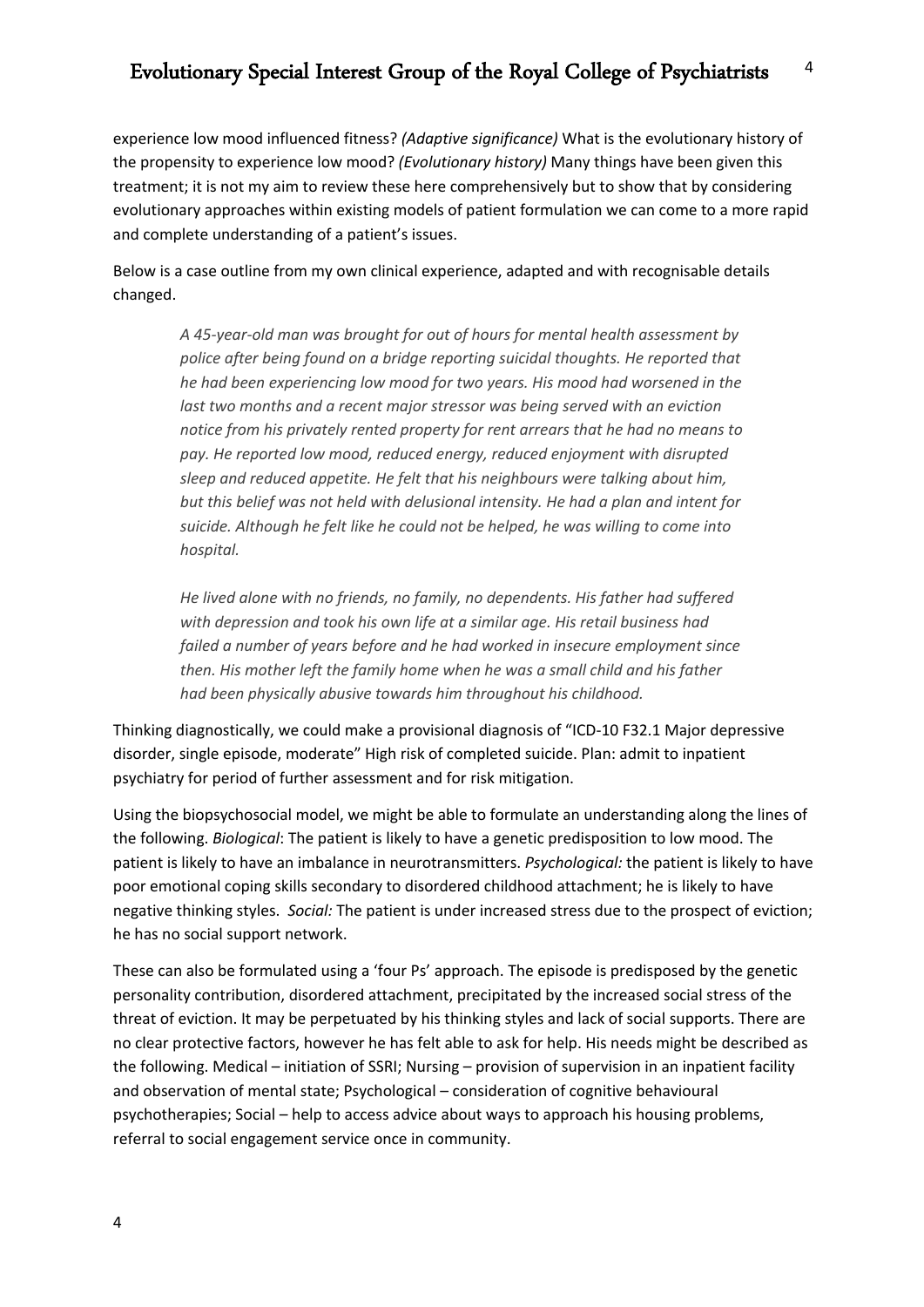experience low mood influenced fitness? *(Adaptive significance)* What is the evolutionary history of the propensity to experience low mood? *(Evolutionary history)* Many things have been given this treatment; it is not my aim to review these here comprehensively but to show that by considering evolutionary approaches within existing models of patient formulation we can come to a more rapid and complete understanding of a patient's issues.

Below is a case outline from my own clinical experience, adapted and with recognisable details changed.

> *A 45-year-old man was brought for out of hours for mental health assessment by police after being found on a bridge reporting suicidal thoughts. He reported that he had been experiencing low mood for two years. His mood had worsened in the last two months and a recent major stressor was being served with an eviction notice from his privately rented property for rent arrears that he had no means to pay. He reported low mood, reduced energy, reduced enjoyment with disrupted sleep and reduced appetite. He felt that his neighbours were talking about him, but this belief was not held with delusional intensity. He had a plan and intent for suicide. Although he felt like he could not be helped, he was willing to come into hospital.*
>
> *He lived alone with no friends, no family, no dependents. His father had suffered with depression and took his own life at a similar age. His retail business had failed a number of years before and he had worked in insecure employment since then. His mother left the family home when he was a small child and his father had been physically abusive towards him throughout his childhood.*

Thinking diagnostically, we could make a provisional diagnosis of "ICD-10 F32.1 Major depressive disorder, single episode, moderate" High risk of completed suicide. Plan: admit to inpatient psychiatry for period of further assessment and for risk mitigation.

Using the biopsychosocial model, we might be able to formulate an understanding along the lines of the following. *Biological*: The patient is likely to have a genetic predisposition to low mood. The patient is likely to have an imbalance in neurotransmitters. *Psychological:* the patient is likely to have poor emotional coping skills secondary to disordered childhood attachment; he is likely to have negative thinking styles. *Social:* The patient is under increased stress due to the prospect of eviction; he has no social support network.

These can also be formulated using a 'four Ps' approach. The episode is predisposed by the genetic personality contribution, disordered attachment, precipitated by the increased social stress of the threat of eviction. It may be perpetuated by his thinking styles and lack of social supports. There are no clear protective factors, however he has felt able to ask for help. His needs might be described as the following. Medical – initiation of SSRI; Nursing – provision of supervision in an inpatient facility and observation of mental state; Psychological – consideration of cognitive behavioural psychotherapies; Social – help to access advice about ways to approach his housing problems, referral to social engagement service once in community.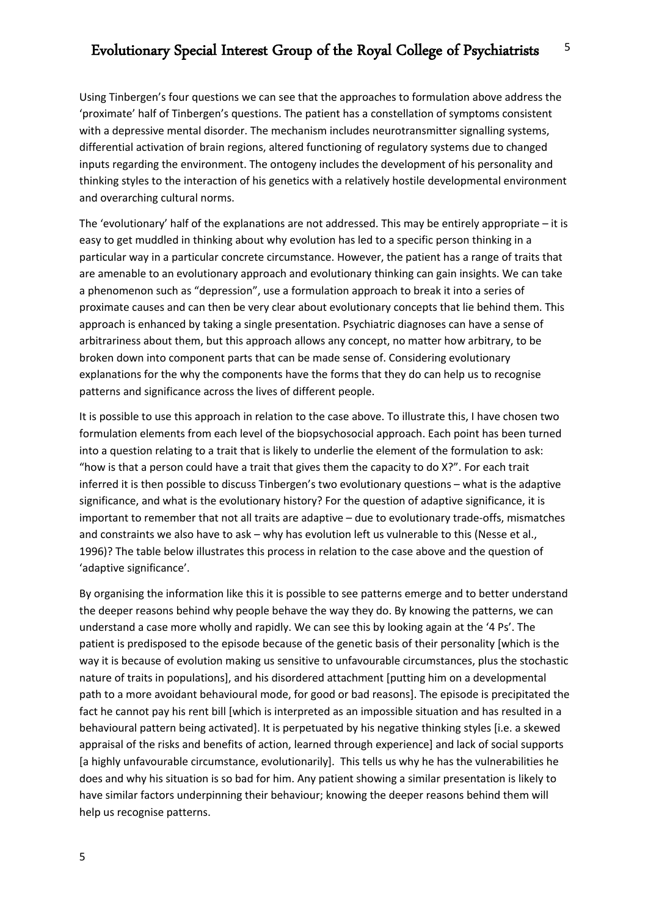Using Tinbergen's four questions we can see that the approaches to formulation above address the 'proximate' half of Tinbergen's questions. The patient has a constellation of symptoms consistent with a depressive mental disorder. The mechanism includes neurotransmitter signalling systems, differential activation of brain regions, altered functioning of regulatory systems due to changed inputs regarding the environment. The ontogeny includes the development of his personality and thinking styles to the interaction of his genetics with a relatively hostile developmental environment and overarching cultural norms.

The 'evolutionary' half of the explanations are not addressed. This may be entirely appropriate – it is easy to get muddled in thinking about why evolution has led to a specific person thinking in a particular way in a particular concrete circumstance. However, the patient has a range of traits that are amenable to an evolutionary approach and evolutionary thinking can gain insights. We can take a phenomenon such as "depression", use a formulation approach to break it into a series of proximate causes and can then be very clear about evolutionary concepts that lie behind them. This approach is enhanced by taking a single presentation. Psychiatric diagnoses can have a sense of arbitrariness about them, but this approach allows any concept, no matter how arbitrary, to be broken down into component parts that can be made sense of. Considering evolutionary explanations for the why the components have the forms that they do can help us to recognise patterns and significance across the lives of different people.

It is possible to use this approach in relation to the case above. To illustrate this, I have chosen two formulation elements from each level of the biopsychosocial approach. Each point has been turned into a question relating to a trait that is likely to underlie the element of the formulation to ask: "how is that a person could have a trait that gives them the capacity to do X?". For each trait inferred it is then possible to discuss Tinbergen's two evolutionary questions – what is the adaptive significance, and what is the evolutionary history? For the question of adaptive significance, it is important to remember that not all traits are adaptive – due to evolutionary trade-offs, mismatches and constraints we also have to ask – why has evolution left us vulnerable to this (Nesse et al., 1996)? The table below illustrates this process in relation to the case above and the question of 'adaptive significance'.

By organising the information like this it is possible to see patterns emerge and to better understand the deeper reasons behind why people behave the way they do. By knowing the patterns, we can understand a case more wholly and rapidly. We can see this by looking again at the '4 Ps'. The patient is predisposed to the episode because of the genetic basis of their personality [which is the way it is because of evolution making us sensitive to unfavourable circumstances, plus the stochastic nature of traits in populations], and his disordered attachment [putting him on a developmental path to a more avoidant behavioural mode, for good or bad reasons]. The episode is precipitated the fact he cannot pay his rent bill [which is interpreted as an impossible situation and has resulted in a behavioural pattern being activated]. It is perpetuated by his negative thinking styles [i.e. a skewed appraisal of the risks and benefits of action, learned through experience] and lack of social supports [a highly unfavourable circumstance, evolutionarily]. This tells us why he has the vulnerabilities he does and why his situation is so bad for him. Any patient showing a similar presentation is likely to have similar factors underpinning their behaviour; knowing the deeper reasons behind them will help us recognise patterns.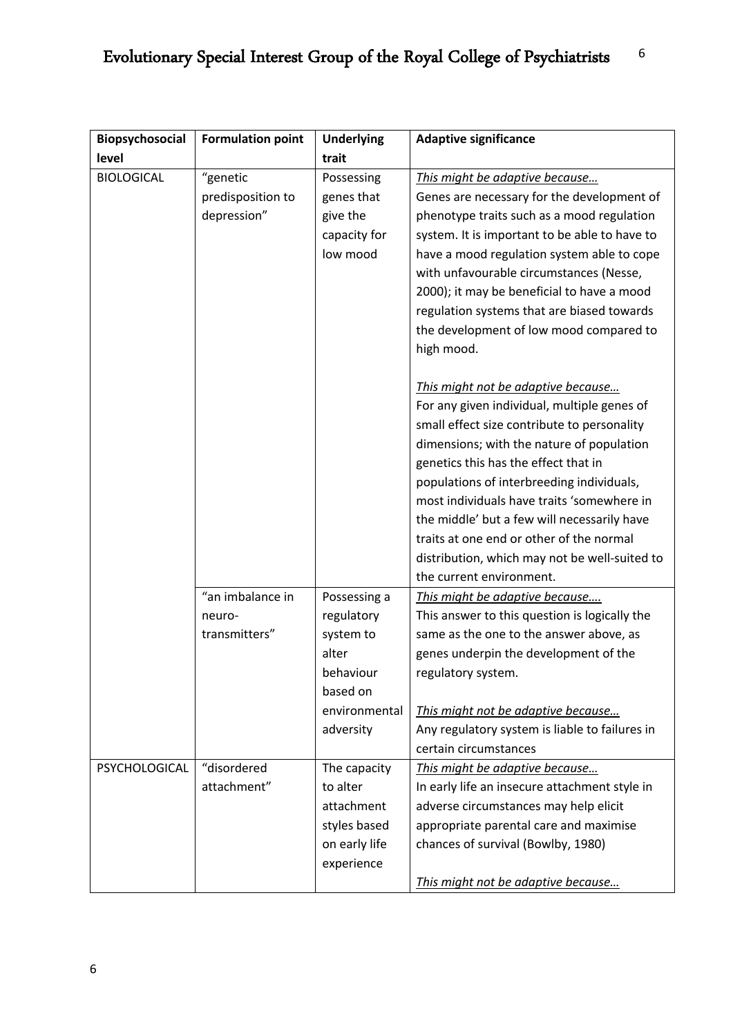| Biopsychosocial level | Formulation point | Underlying trait | Adaptive significance |
|---|---|---|---|
| BIOLOGICAL | "genetic predisposition to depression" | Possessing genes that give the capacity for low mood | *<u>This might be adaptive because…</u>*<br>Genes are necessary for the development of phenotype traits such as a mood regulation system. It is important to be able to have to have a mood regulation system able to cope with unfavourable circumstances (Nesse, 2000); it may be beneficial to have a mood regulation systems that are biased towards the development of low mood compared to high mood.<br><br>*<u>This might not be adaptive because…</u>*<br>For any given individual, multiple genes of small effect size contribute to personality dimensions; with the nature of population genetics this has the effect that in populations of interbreeding individuals, most individuals have traits 'somewhere in the middle' but a few will necessarily have traits at one end or other of the normal distribution, which may not be well-suited to the current environment. |
| | "an imbalance in neuro-transmitters" | Possessing a regulatory system to alter behaviour based on environmental adversity | *<u>This might be adaptive because….</u>*<br>This answer to this question is logically the same as the one to the answer above, as genes underpin the development of the regulatory system.<br><br>*<u>This might not be adaptive because…</u>*<br>Any regulatory system is liable to failures in certain circumstances |
| PSYCHOLOGICAL | "disordered attachment" | The capacity to alter attachment styles based on early life experience | *<u>This might be adaptive because…</u>*<br>In early life an insecure attachment style in adverse circumstances may help elicit appropriate parental care and maximise chances of survival (Bowlby, 1980)<br><br>*<u>This might not be adaptive because…</u>* |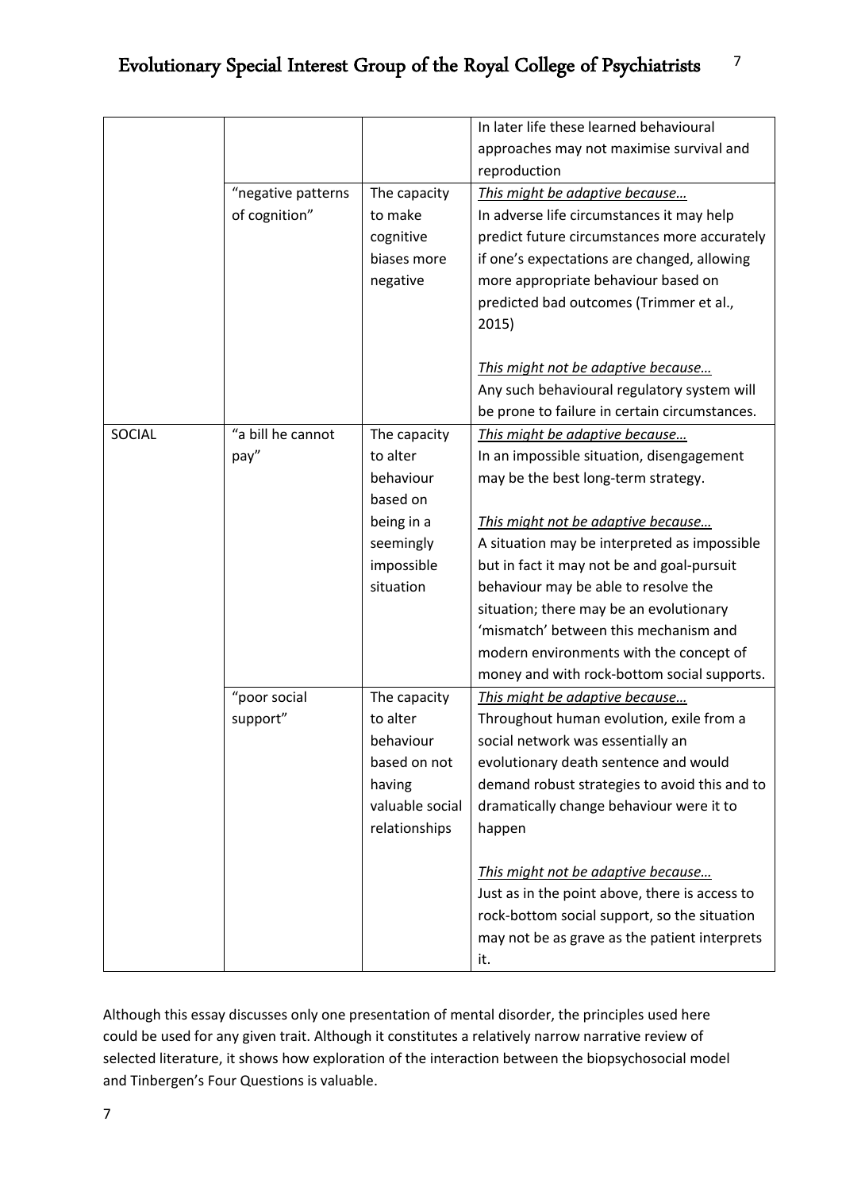| | | | |
|---|---|---|---|
| | | | In later life these learned behavioural approaches may not maximise survival and reproduction |
| | "negative patterns of cognition" | The capacity to make cognitive biases more negative | *This might be adaptive because…*<br>In adverse life circumstances it may help predict future circumstances more accurately if one's expectations are changed, allowing more appropriate behaviour based on predicted bad outcomes (Trimmer et al., 2015)<br><br>*This might not be adaptive because…*<br>Any such behavioural regulatory system will be prone to failure in certain circumstances. |
| SOCIAL | "a bill he cannot pay" | The capacity to alter behaviour based on being in a seemingly impossible situation | *This might be adaptive because…*<br>In an impossible situation, disengagement may be the best long-term strategy.<br><br>*This might not be adaptive because…*<br>A situation may be interpreted as impossible but in fact it may not be and goal-pursuit behaviour may be able to resolve the situation; there may be an evolutionary 'mismatch' between this mechanism and modern environments with the concept of money and with rock-bottom social supports. |
| | "poor social support" | The capacity to alter behaviour based on not having valuable social relationships | *This might be adaptive because…*<br>Throughout human evolution, exile from a social network was essentially an evolutionary death sentence and would demand robust strategies to avoid this and to dramatically change behaviour were it to happen<br><br>*This might not be adaptive because…*<br>Just as in the point above, there is access to rock-bottom social support, so the situation may not be as grave as the patient interprets it. |

Although this essay discusses only one presentation of mental disorder, the principles used here could be used for any given trait. Although it constitutes a relatively narrow narrative review of selected literature, it shows how exploration of the interaction between the biopsychosocial model and Tinbergen's Four Questions is valuable.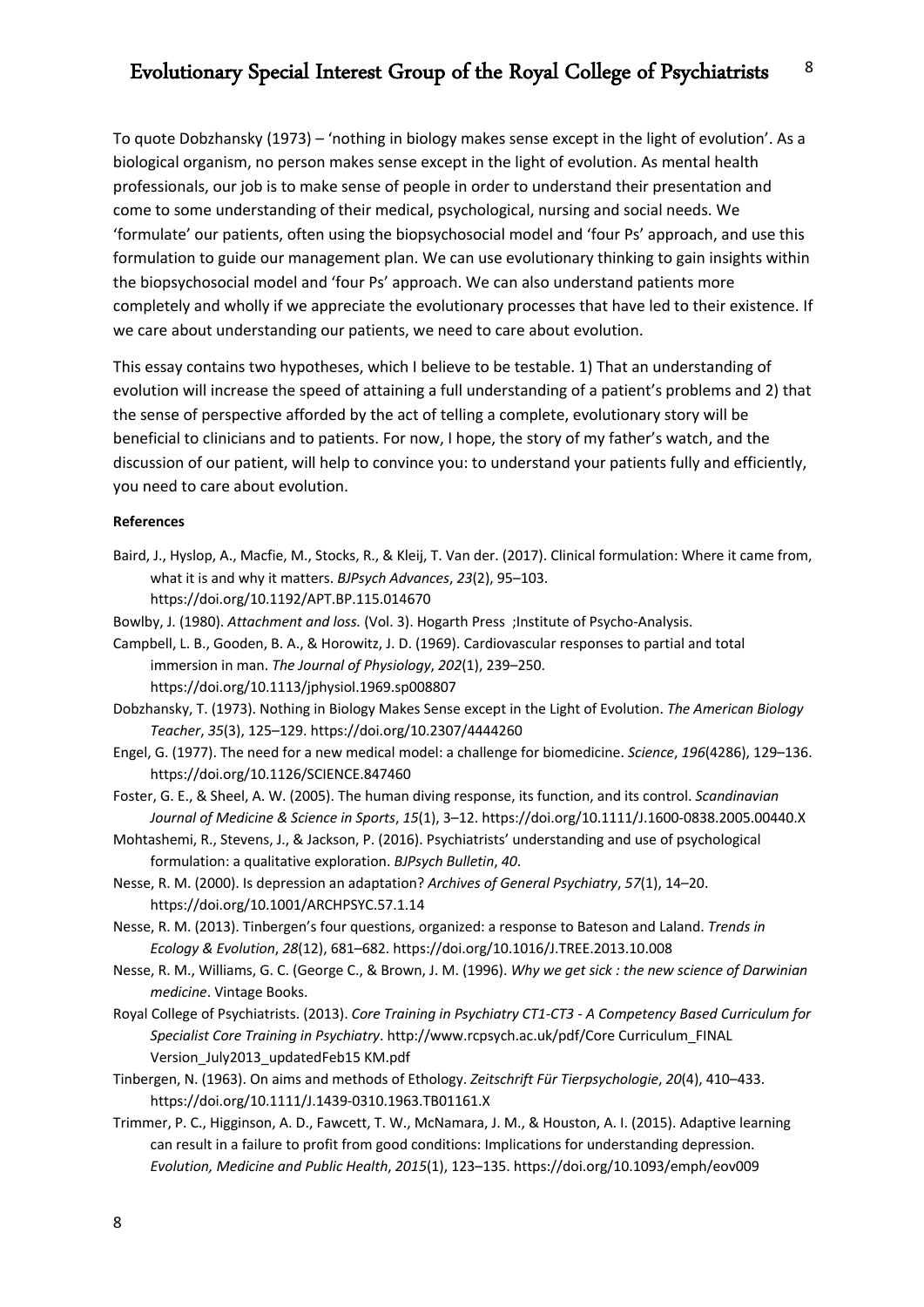To quote Dobzhansky (1973) – 'nothing in biology makes sense except in the light of evolution'. As a biological organism, no person makes sense except in the light of evolution. As mental health professionals, our job is to make sense of people in order to understand their presentation and come to some understanding of their medical, psychological, nursing and social needs. We 'formulate' our patients, often using the biopsychosocial model and 'four Ps' approach, and use this formulation to guide our management plan. We can use evolutionary thinking to gain insights within the biopsychosocial model and 'four Ps' approach. We can also understand patients more completely and wholly if we appreciate the evolutionary processes that have led to their existence. If we care about understanding our patients, we need to care about evolution.

This essay contains two hypotheses, which I believe to be testable. 1) That an understanding of evolution will increase the speed of attaining a full understanding of a patient's problems and 2) that the sense of perspective afforded by the act of telling a complete, evolutionary story will be beneficial to clinicians and to patients. For now, I hope, the story of my father's watch, and the discussion of our patient, will help to convince you: to understand your patients fully and efficiently, you need to care about evolution.

**References**

Baird, J., Hyslop, A., Macfie, M., Stocks, R., & Kleij, T. Van der. (2017). Clinical formulation: Where it came from, what it is and why it matters. *BJPsych Advances*, *23*(2), 95–103. https://doi.org/10.1192/APT.BP.115.014670

Bowlby, J. (1980). *Attachment and loss.* (Vol. 3). Hogarth Press ;Institute of Psycho-Analysis.

Campbell, L. B., Gooden, B. A., & Horowitz, J. D. (1969). Cardiovascular responses to partial and total immersion in man. *The Journal of Physiology*, *202*(1), 239–250. https://doi.org/10.1113/jphysiol.1969.sp008807

Dobzhansky, T. (1973). Nothing in Biology Makes Sense except in the Light of Evolution. *The American Biology Teacher*, *35*(3), 125–129. https://doi.org/10.2307/4444260

Engel, G. (1977). The need for a new medical model: a challenge for biomedicine. *Science*, *196*(4286), 129–136. https://doi.org/10.1126/SCIENCE.847460

Foster, G. E., & Sheel, A. W. (2005). The human diving response, its function, and its control. *Scandinavian Journal of Medicine & Science in Sports*, *15*(1), 3–12. https://doi.org/10.1111/J.1600-0838.2005.00440.X

Mohtashemi, R., Stevens, J., & Jackson, P. (2016). Psychiatrists' understanding and use of psychological formulation: a qualitative exploration. *BJPsych Bulletin*, *40*.

Nesse, R. M. (2000). Is depression an adaptation? *Archives of General Psychiatry*, *57*(1), 14–20. https://doi.org/10.1001/ARCHPSYC.57.1.14

Nesse, R. M. (2013). Tinbergen's four questions, organized: a response to Bateson and Laland. *Trends in Ecology & Evolution*, *28*(12), 681–682. https://doi.org/10.1016/J.TREE.2013.10.008

Nesse, R. M., Williams, G. C. (George C., & Brown, J. M. (1996). *Why we get sick : the new science of Darwinian medicine*. Vintage Books.

Royal College of Psychiatrists. (2013). *Core Training in Psychiatry CT1-CT3 - A Competency Based Curriculum for Specialist Core Training in Psychiatry*. http://www.rcpsych.ac.uk/pdf/Core Curriculum_FINAL Version_July2013_updatedFeb15 KM.pdf

Tinbergen, N. (1963). On aims and methods of Ethology. *Zeitschrift Für Tierpsychologie*, *20*(4), 410–433. https://doi.org/10.1111/J.1439-0310.1963.TB01161.X

Trimmer, P. C., Higginson, A. D., Fawcett, T. W., McNamara, J. M., & Houston, A. I. (2015). Adaptive learning can result in a failure to profit from good conditions: Implications for understanding depression. *Evolution, Medicine and Public Health*, *2015*(1), 123–135. https://doi.org/10.1093/emph/eov009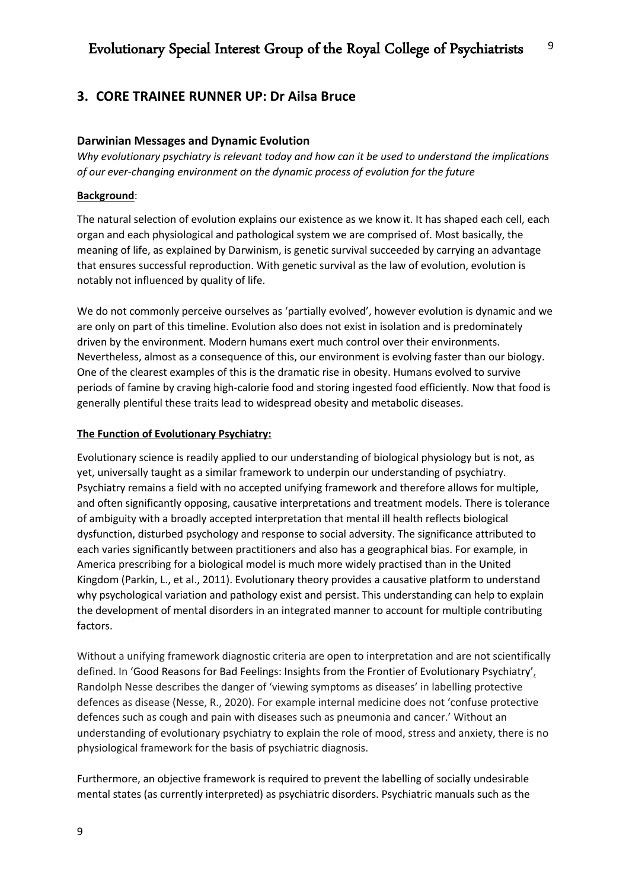## 3. CORE TRAINEE RUNNER UP: Dr Ailsa Bruce

### Darwinian Messages and Dynamic Evolution

*Why evolutionary psychiatry is relevant today and how can it be used to understand the implications of our ever-changing environment on the dynamic process of evolution for the future*

**Background**:

The natural selection of evolution explains our existence as we know it. It has shaped each cell, each organ and each physiological and pathological system we are comprised of. Most basically, the meaning of life, as explained by Darwinism, is genetic survival succeeded by carrying an advantage that ensures successful reproduction. With genetic survival as the law of evolution, evolution is notably not influenced by quality of life.

We do not commonly perceive ourselves as 'partially evolved', however evolution is dynamic and we are only on part of this timeline. Evolution also does not exist in isolation and is predominately driven by the environment. Modern humans exert much control over their environments. Nevertheless, almost as a consequence of this, our environment is evolving faster than our biology. One of the clearest examples of this is the dramatic rise in obesity. Humans evolved to survive periods of famine by craving high-calorie food and storing ingested food efficiently. Now that food is generally plentiful these traits lead to widespread obesity and metabolic diseases.

**The Function of Evolutionary Psychiatry:**

Evolutionary science is readily applied to our understanding of biological physiology but is not, as yet, universally taught as a similar framework to underpin our understanding of psychiatry. Psychiatry remains a field with no accepted unifying framework and therefore allows for multiple, and often significantly opposing, causative interpretations and treatment models. There is tolerance of ambiguity with a broadly accepted interpretation that mental ill health reflects biological dysfunction, disturbed psychology and response to social adversity. The significance attributed to each varies significantly between practitioners and also has a geographical bias. For example, in America prescribing for a biological model is much more widely practised than in the United Kingdom (Parkin, L., et al., 2011). Evolutionary theory provides a causative platform to understand why psychological variation and pathology exist and persist. This understanding can help to explain the development of mental disorders in an integrated manner to account for multiple contributing factors.

Without a unifying framework diagnostic criteria are open to interpretation and are not scientifically defined. In 'Good Reasons for Bad Feelings: Insights from the Frontier of Evolutionary Psychiatry', Randolph Nesse describes the danger of 'viewing symptoms as diseases' in labelling protective defences as disease (Nesse, R., 2020). For example internal medicine does not 'confuse protective defences such as cough and pain with diseases such as pneumonia and cancer.' Without an understanding of evolutionary psychiatry to explain the role of mood, stress and anxiety, there is no physiological framework for the basis of psychiatric diagnosis.

Furthermore, an objective framework is required to prevent the labelling of socially undesirable mental states (as currently interpreted) as psychiatric disorders. Psychiatric manuals such as the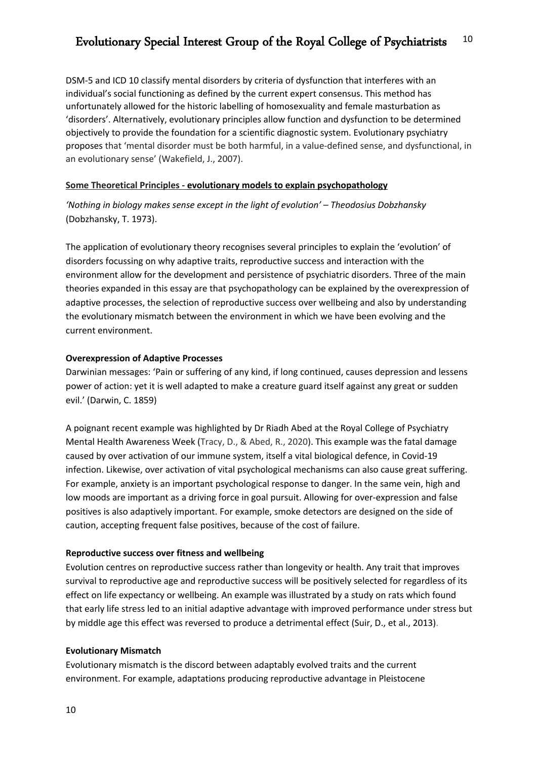DSM-5 and ICD 10 classify mental disorders by criteria of dysfunction that interferes with an individual's social functioning as defined by the current expert consensus. This method has unfortunately allowed for the historic labelling of homosexuality and female masturbation as 'disorders'. Alternatively, evolutionary principles allow function and dysfunction to be determined objectively to provide the foundation for a scientific diagnostic system. Evolutionary psychiatry proposes that 'mental disorder must be both harmful, in a value-defined sense, and dysfunctional, in an evolutionary sense' (Wakefield, J., 2007).

## Some Theoretical Principles - evolutionary models to explain psychopathology

*'Nothing in biology makes sense except in the light of evolution' – Theodosius Dobzhansky* (Dobzhansky, T. 1973).

The application of evolutionary theory recognises several principles to explain the 'evolution' of disorders focussing on why adaptive traits, reproductive success and interaction with the environment allow for the development and persistence of psychiatric disorders. Three of the main theories expanded in this essay are that psychopathology can be explained by the overexpression of adaptive processes, the selection of reproductive success over wellbeing and also by understanding the evolutionary mismatch between the environment in which we have been evolving and the current environment.

### Overexpression of Adaptive Processes

Darwinian messages: 'Pain or suffering of any kind, if long continued, causes depression and lessens power of action: yet it is well adapted to make a creature guard itself against any great or sudden evil.' (Darwin, C. 1859)

A poignant recent example was highlighted by Dr Riadh Abed at the Royal College of Psychiatry Mental Health Awareness Week (Tracy, D., & Abed, R., 2020). This example was the fatal damage caused by over activation of our immune system, itself a vital biological defence, in Covid-19 infection. Likewise, over activation of vital psychological mechanisms can also cause great suffering. For example, anxiety is an important psychological response to danger. In the same vein, high and low moods are important as a driving force in goal pursuit. Allowing for over-expression and false positives is also adaptively important. For example, smoke detectors are designed on the side of caution, accepting frequent false positives, because of the cost of failure.

### Reproductive success over fitness and wellbeing

Evolution centres on reproductive success rather than longevity or health. Any trait that improves survival to reproductive age and reproductive success will be positively selected for regardless of its effect on life expectancy or wellbeing. An example was illustrated by a study on rats which found that early life stress led to an initial adaptive advantage with improved performance under stress but by middle age this effect was reversed to produce a detrimental effect (Suir, D., et al., 2013).

### Evolutionary Mismatch

Evolutionary mismatch is the discord between adaptably evolved traits and the current environment. For example, adaptations producing reproductive advantage in Pleistocene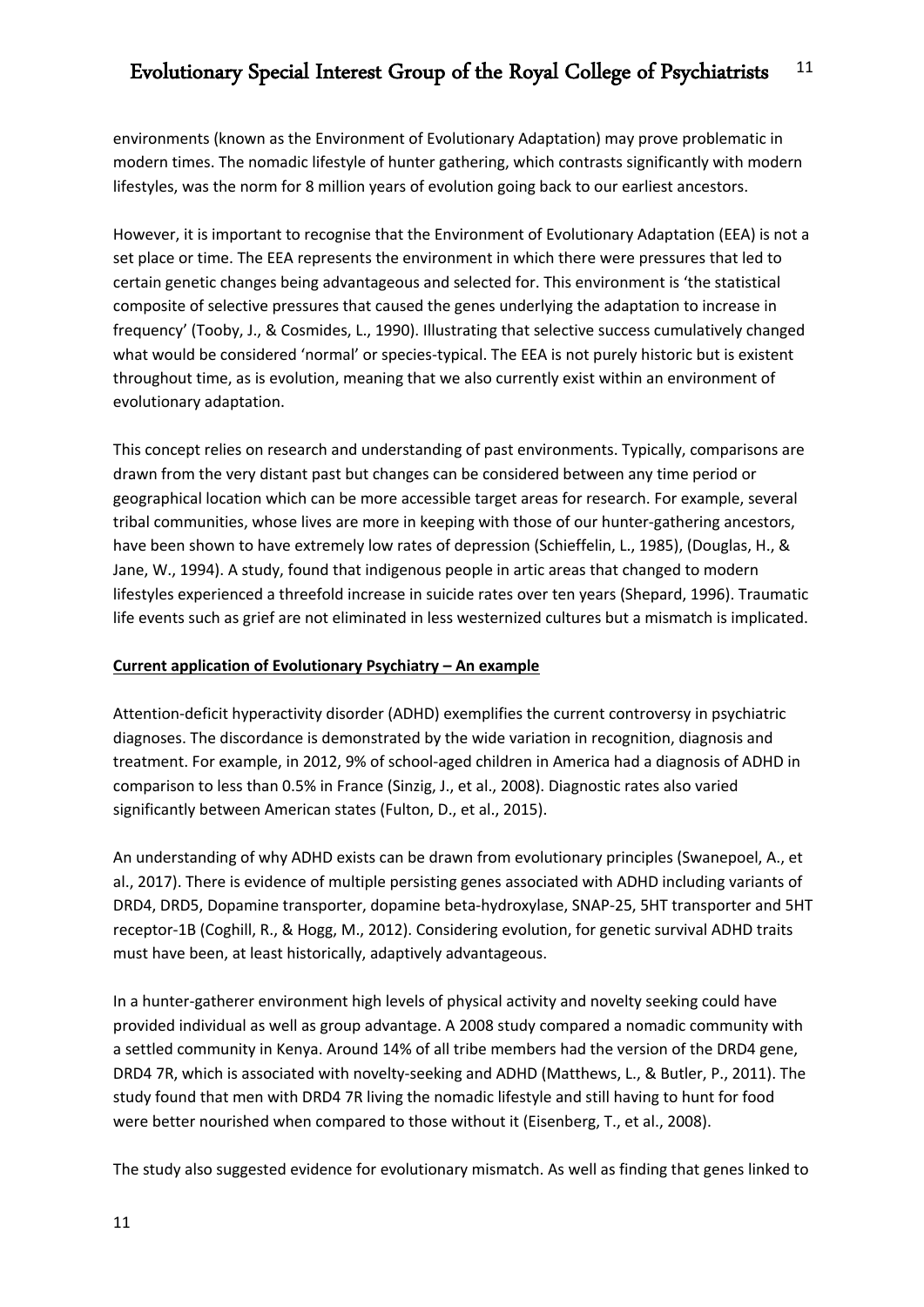environments (known as the Environment of Evolutionary Adaptation) may prove problematic in modern times. The nomadic lifestyle of hunter gathering, which contrasts significantly with modern lifestyles, was the norm for 8 million years of evolution going back to our earliest ancestors.

However, it is important to recognise that the Environment of Evolutionary Adaptation (EEA) is not a set place or time. The EEA represents the environment in which there were pressures that led to certain genetic changes being advantageous and selected for. This environment is 'the statistical composite of selective pressures that caused the genes underlying the adaptation to increase in frequency' (Tooby, J., & Cosmides, L., 1990). Illustrating that selective success cumulatively changed what would be considered 'normal' or species-typical. The EEA is not purely historic but is existent throughout time, as is evolution, meaning that we also currently exist within an environment of evolutionary adaptation.

This concept relies on research and understanding of past environments. Typically, comparisons are drawn from the very distant past but changes can be considered between any time period or geographical location which can be more accessible target areas for research. For example, several tribal communities, whose lives are more in keeping with those of our hunter-gathering ancestors, have been shown to have extremely low rates of depression (Schieffelin, L., 1985), (Douglas, H., & Jane, W., 1994). A study, found that indigenous people in artic areas that changed to modern lifestyles experienced a threefold increase in suicide rates over ten years (Shepard, 1996). Traumatic life events such as grief are not eliminated in less westernized cultures but a mismatch is implicated.

**Current application of Evolutionary Psychiatry – An example**

Attention-deficit hyperactivity disorder (ADHD) exemplifies the current controversy in psychiatric diagnoses. The discordance is demonstrated by the wide variation in recognition, diagnosis and treatment. For example, in 2012, 9% of school-aged children in America had a diagnosis of ADHD in comparison to less than 0.5% in France (Sinzig, J., et al., 2008). Diagnostic rates also varied significantly between American states (Fulton, D., et al., 2015).

An understanding of why ADHD exists can be drawn from evolutionary principles (Swanepoel, A., et al., 2017). There is evidence of multiple persisting genes associated with ADHD including variants of DRD4, DRD5, Dopamine transporter, dopamine beta-hydroxylase, SNAP-25, 5HT transporter and 5HT receptor-1B (Coghill, R., & Hogg, M., 2012). Considering evolution, for genetic survival ADHD traits must have been, at least historically, adaptively advantageous.

In a hunter-gatherer environment high levels of physical activity and novelty seeking could have provided individual as well as group advantage. A 2008 study compared a nomadic community with a settled community in Kenya. Around 14% of all tribe members had the version of the DRD4 gene, DRD4 7R, which is associated with novelty-seeking and ADHD (Matthews, L., & Butler, P., 2011). The study found that men with DRD4 7R living the nomadic lifestyle and still having to hunt for food were better nourished when compared to those without it (Eisenberg, T., et al., 2008).

The study also suggested evidence for evolutionary mismatch. As well as finding that genes linked to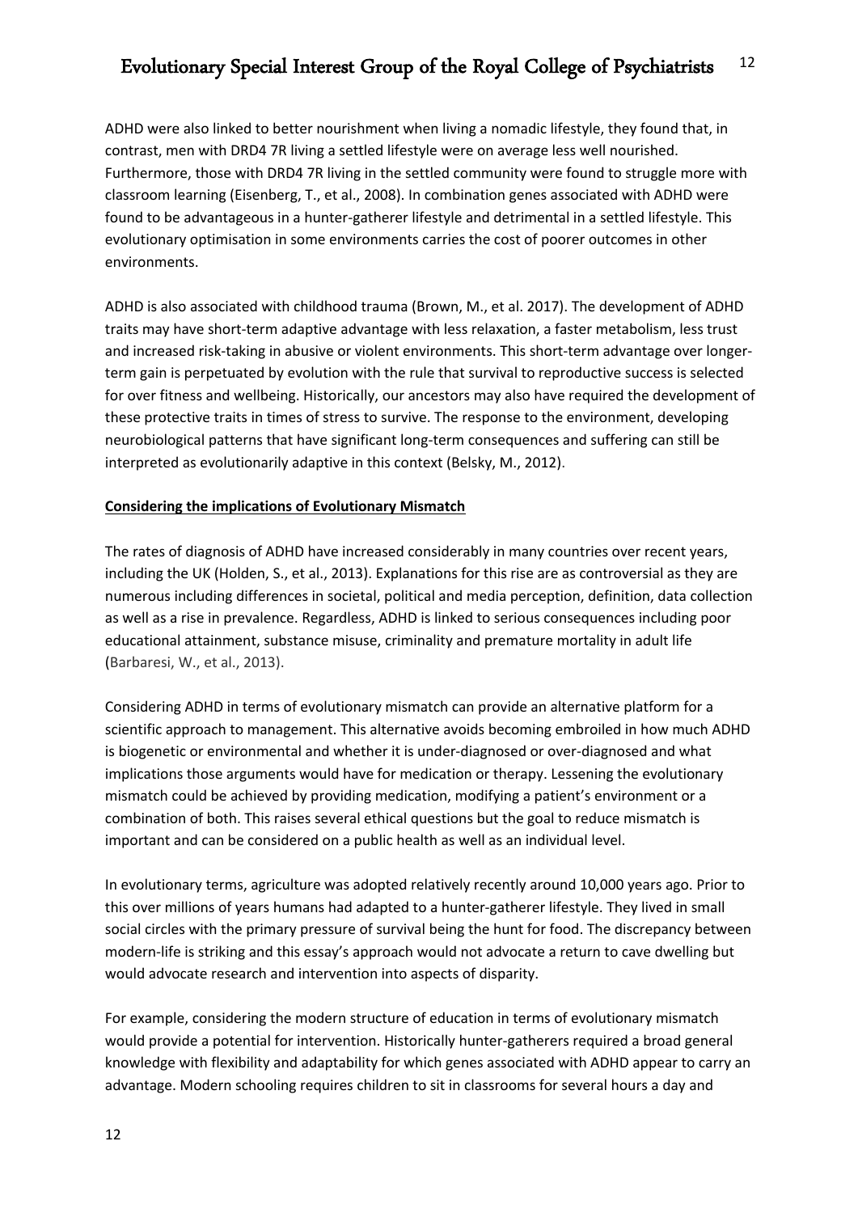ADHD were also linked to better nourishment when living a nomadic lifestyle, they found that, in contrast, men with DRD4 7R living a settled lifestyle were on average less well nourished. Furthermore, those with DRD4 7R living in the settled community were found to struggle more with classroom learning (Eisenberg, T., et al., 2008). In combination genes associated with ADHD were found to be advantageous in a hunter-gatherer lifestyle and detrimental in a settled lifestyle. This evolutionary optimisation in some environments carries the cost of poorer outcomes in other environments.

ADHD is also associated with childhood trauma (Brown, M., et al. 2017). The development of ADHD traits may have short-term adaptive advantage with less relaxation, a faster metabolism, less trust and increased risk-taking in abusive or violent environments. This short-term advantage over longer-term gain is perpetuated by evolution with the rule that survival to reproductive success is selected for over fitness and wellbeing. Historically, our ancestors may also have required the development of these protective traits in times of stress to survive. The response to the environment, developing neurobiological patterns that have significant long-term consequences and suffering can still be interpreted as evolutionarily adaptive in this context (Belsky, M., 2012).

**Considering the implications of Evolutionary Mismatch**

The rates of diagnosis of ADHD have increased considerably in many countries over recent years, including the UK (Holden, S., et al., 2013). Explanations for this rise are as controversial as they are numerous including differences in societal, political and media perception, definition, data collection as well as a rise in prevalence. Regardless, ADHD is linked to serious consequences including poor educational attainment, substance misuse, criminality and premature mortality in adult life (Barbaresi, W., et al., 2013).

Considering ADHD in terms of evolutionary mismatch can provide an alternative platform for a scientific approach to management. This alternative avoids becoming embroiled in how much ADHD is biogenetic or environmental and whether it is under-diagnosed or over-diagnosed and what implications those arguments would have for medication or therapy. Lessening the evolutionary mismatch could be achieved by providing medication, modifying a patient's environment or a combination of both. This raises several ethical questions but the goal to reduce mismatch is important and can be considered on a public health as well as an individual level.

In evolutionary terms, agriculture was adopted relatively recently around 10,000 years ago. Prior to this over millions of years humans had adapted to a hunter-gatherer lifestyle. They lived in small social circles with the primary pressure of survival being the hunt for food. The discrepancy between modern-life is striking and this essay's approach would not advocate a return to cave dwelling but would advocate research and intervention into aspects of disparity.

For example, considering the modern structure of education in terms of evolutionary mismatch would provide a potential for intervention. Historically hunter-gatherers required a broad general knowledge with flexibility and adaptability for which genes associated with ADHD appear to carry an advantage. Modern schooling requires children to sit in classrooms for several hours a day and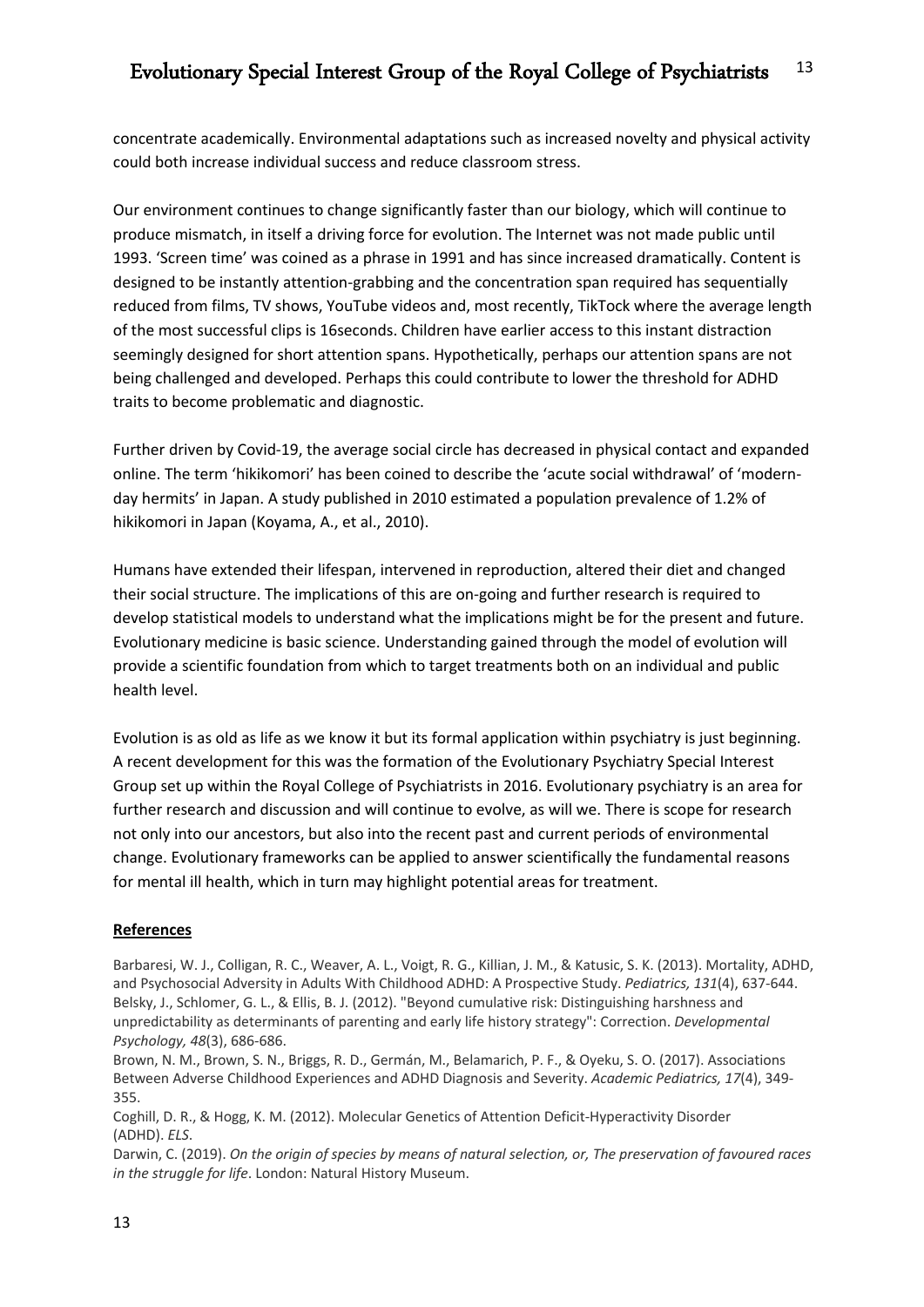concentrate academically. Environmental adaptations such as increased novelty and physical activity could both increase individual success and reduce classroom stress.

Our environment continues to change significantly faster than our biology, which will continue to produce mismatch, in itself a driving force for evolution. The Internet was not made public until 1993. 'Screen time' was coined as a phrase in 1991 and has since increased dramatically. Content is designed to be instantly attention-grabbing and the concentration span required has sequentially reduced from films, TV shows, YouTube videos and, most recently, TikTock where the average length of the most successful clips is 16seconds. Children have earlier access to this instant distraction seemingly designed for short attention spans. Hypothetically, perhaps our attention spans are not being challenged and developed. Perhaps this could contribute to lower the threshold for ADHD traits to become problematic and diagnostic.

Further driven by Covid-19, the average social circle has decreased in physical contact and expanded online. The term 'hikikomori' has been coined to describe the 'acute social withdrawal' of 'modern-day hermits' in Japan. A study published in 2010 estimated a population prevalence of 1.2% of hikikomori in Japan (Koyama, A., et al., 2010).

Humans have extended their lifespan, intervened in reproduction, altered their diet and changed their social structure. The implications of this are on-going and further research is required to develop statistical models to understand what the implications might be for the present and future. Evolutionary medicine is basic science. Understanding gained through the model of evolution will provide a scientific foundation from which to target treatments both on an individual and public health level.

Evolution is as old as life as we know it but its formal application within psychiatry is just beginning. A recent development for this was the formation of the Evolutionary Psychiatry Special Interest Group set up within the Royal College of Psychiatrists in 2016. Evolutionary psychiatry is an area for further research and discussion and will continue to evolve, as will we. There is scope for research not only into our ancestors, but also into the recent past and current periods of environmental change. Evolutionary frameworks can be applied to answer scientifically the fundamental reasons for mental ill health, which in turn may highlight potential areas for treatment.

**References**

Barbaresi, W. J., Colligan, R. C., Weaver, A. L., Voigt, R. G., Killian, J. M., & Katusic, S. K. (2013). Mortality, ADHD, and Psychosocial Adversity in Adults With Childhood ADHD: A Prospective Study. *Pediatrics, 131*(4), 637-644.

Belsky, J., Schlomer, G. L., & Ellis, B. J. (2012). "Beyond cumulative risk: Distinguishing harshness and unpredictability as determinants of parenting and early life history strategy": Correction. *Developmental Psychology, 48*(3), 686-686.

Brown, N. M., Brown, S. N., Briggs, R. D., Germán, M., Belamarich, P. F., & Oyeku, S. O. (2017). Associations Between Adverse Childhood Experiences and ADHD Diagnosis and Severity. *Academic Pediatrics, 17*(4), 349-355.

Coghill, D. R., & Hogg, K. M. (2012). Molecular Genetics of Attention Deficit-Hyperactivity Disorder (ADHD). *ELS*.

Darwin, C. (2019). *On the origin of species by means of natural selection, or, The preservation of favoured races in the struggle for life*. London: Natural History Museum.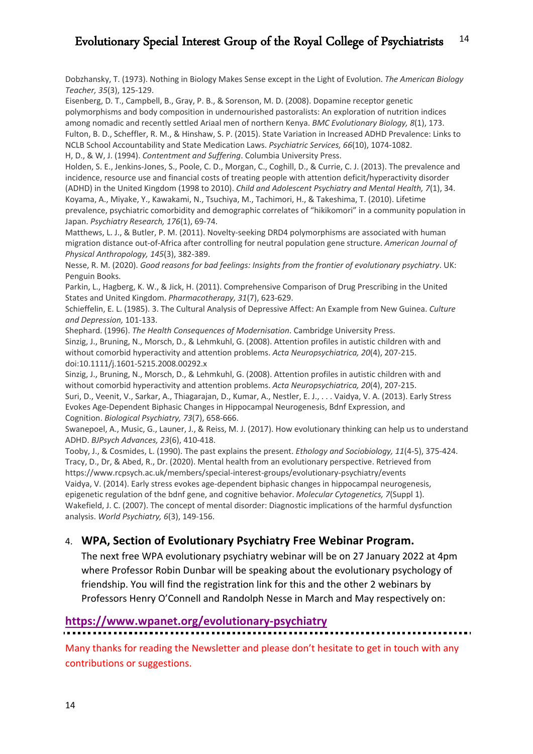Dobzhansky, T. (1973). Nothing in Biology Makes Sense except in the Light of Evolution. *The American Biology Teacher, 35*(3), 125-129.

Eisenberg, D. T., Campbell, B., Gray, P. B., & Sorenson, M. D. (2008). Dopamine receptor genetic polymorphisms and body composition in undernourished pastoralists: An exploration of nutrition indices among nomadic and recently settled Ariaal men of northern Kenya. *BMC Evolutionary Biology, 8*(1), 173.

Fulton, B. D., Scheffler, R. M., & Hinshaw, S. P. (2015). State Variation in Increased ADHD Prevalence: Links to NCLB School Accountability and State Medication Laws. *Psychiatric Services, 66*(10), 1074-1082.

H, D., & W, J. (1994). *Contentment and Suffering*. Columbia University Press.

Holden, S. E., Jenkins-Jones, S., Poole, C. D., Morgan, C., Coghill, D., & Currie, C. J. (2013). The prevalence and incidence, resource use and financial costs of treating people with attention deficit/hyperactivity disorder (ADHD) in the United Kingdom (1998 to 2010). *Child and Adolescent Psychiatry and Mental Health, 7*(1), 34.

Koyama, A., Miyake, Y., Kawakami, N., Tsuchiya, M., Tachimori, H., & Takeshima, T. (2010). Lifetime prevalence, psychiatric comorbidity and demographic correlates of "hikikomori" in a community population in Japan. *Psychiatry Research, 176*(1), 69-74.

Matthews, L. J., & Butler, P. M. (2011). Novelty-seeking DRD4 polymorphisms are associated with human migration distance out-of-Africa after controlling for neutral population gene structure. *American Journal of Physical Anthropology, 145*(3), 382-389.

Nesse, R. M. (2020). *Good reasons for bad feelings: Insights from the frontier of evolutionary psychiatry*. UK: Penguin Books.

Parkin, L., Hagberg, K. W., & Jick, H. (2011). Comprehensive Comparison of Drug Prescribing in the United States and United Kingdom. *Pharmacotherapy, 31*(7), 623-629.

Schieffelin, E. L. (1985). 3. The Cultural Analysis of Depressive Affect: An Example from New Guinea. *Culture and Depression,* 101-133.

Shephard. (1996). *The Health Consequences of Modernisation*. Cambridge University Press.

Sinzig, J., Bruning, N., Morsch, D., & Lehmkuhl, G. (2008). Attention profiles in autistic children with and without comorbid hyperactivity and attention problems. *Acta Neuropsychiatrica, 20*(4), 207-215. doi:10.1111/j.1601-5215.2008.00292.x

Sinzig, J., Bruning, N., Morsch, D., & Lehmkuhl, G. (2008). Attention profiles in autistic children with and without comorbid hyperactivity and attention problems. *Acta Neuropsychiatrica, 20*(4), 207-215.

Suri, D., Veenit, V., Sarkar, A., Thiagarajan, D., Kumar, A., Nestler, E. J., . . . Vaidya, V. A. (2013). Early Stress Evokes Age-Dependent Biphasic Changes in Hippocampal Neurogenesis, Bdnf Expression, and Cognition. *Biological Psychiatry, 73*(7), 658-666.

Swanepoel, A., Music, G., Launer, J., & Reiss, M. J. (2017). How evolutionary thinking can help us to understand ADHD. *BJPsych Advances, 23*(6), 410-418.

Tooby, J., & Cosmides, L. (1990). The past explains the present. *Ethology and Sociobiology, 11*(4-5), 375-424.

Tracy, D., Dr, & Abed, R., Dr. (2020). Mental health from an evolutionary perspective. Retrieved from https://www.rcpsych.ac.uk/members/special-interest-groups/evolutionary-psychiatry/events

Vaidya, V. (2014). Early stress evokes age-dependent biphasic changes in hippocampal neurogenesis, epigenetic regulation of the bdnf gene, and cognitive behavior. *Molecular Cytogenetics, 7*(Suppl 1).

Wakefield, J. C. (2007). The concept of mental disorder: Diagnostic implications of the harmful dysfunction analysis. *World Psychiatry, 6*(3), 149-156.

## 4. WPA, Section of Evolutionary Psychiatry Free Webinar Program.

The next free WPA evolutionary psychiatry webinar will be on 27 January 2022 at 4pm where Professor Robin Dunbar will be speaking about the evolutionary psychology of friendship. You will find the registration link for this and the other 2 webinars by Professors Henry O'Connell and Randolph Nesse in March and May respectively on:

**https://www.wpanet.org/evolutionary-psychiatry**

Many thanks for reading the Newsletter and please don't hesitate to get in touch with any contributions or suggestions.